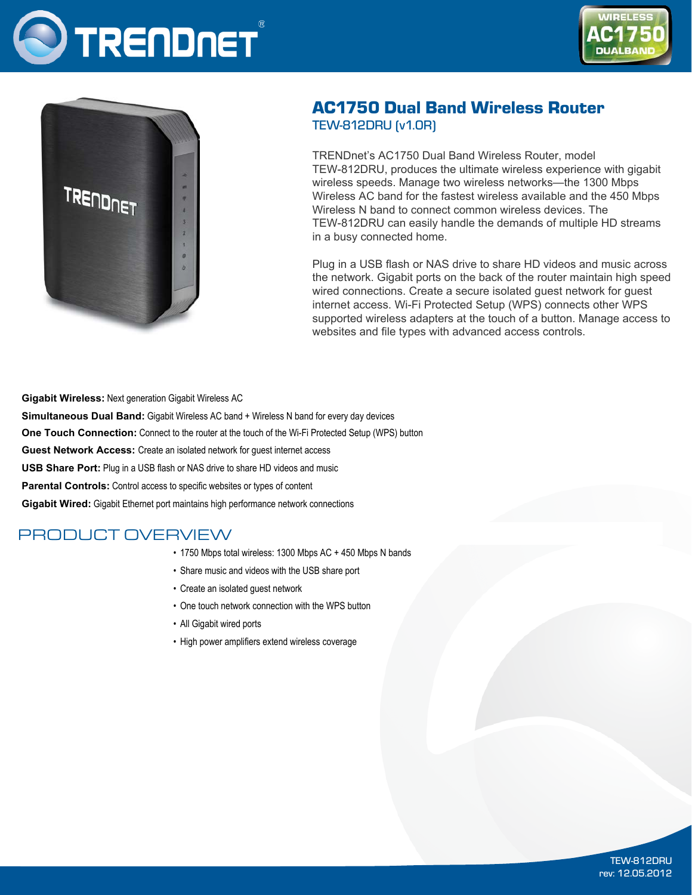# AC1750 Dual Band Wireless Router

TEW-812DRU (v1.0R)

TRENDnet's AC1750 Dual Band Wireless Router, model TEW-812DRU, produces the ultimate wireless experience with gigabit wireless speeds. Manage two wireless networks—the 1300 Mbps Wireless AC band for the fastest wireless available and the 450 Mbps Wireless N band to connect common wireless devices. The TEW-812DRU can easily handle the demands of multiple HD streams in a busy connected home.

Plug in a USB flash or NAS drive to share HD videos and music across the network. Gigabit ports on the back of the router maintain high speed wired connections. Create a secure isolated guest network for guest internet access. Wi-Fi Protected Setup (WPS) connects other WPS supported wireless adapters at the touch of a button. Manage access to websites and file types with advanced access controls.

**Gigabit Wireless:** Next generation Gigabit Wireless AC

**Simultaneous Dual Band:** Gigabit Wireless AC band + Wireless N band for every day devices

**One Touch Connection:** Connect to the router at the touch of the Wi-Fi Protected Setup (WPS) button

**Guest Network Access:** Create an isolated network for guest internet access

**USB Share Port:** Plug in a USB flash or NAS drive to share HD videos and music

**Parental Controls:** Control access to specific websites or types of content

**Gigabit Wired:** Gigabit Ethernet port maintains high performance network connections

## PRODUCT OVERVIEW

- 1750 Mbps total wireless: 1300 Mbps AC + 450 Mbps N bands
- Share music and videos with the USB share port
- Create an isolated guest network
- One touch network connection with the WPS button
- All Gigabit wired ports
- High power amplifiers extend wireless coverage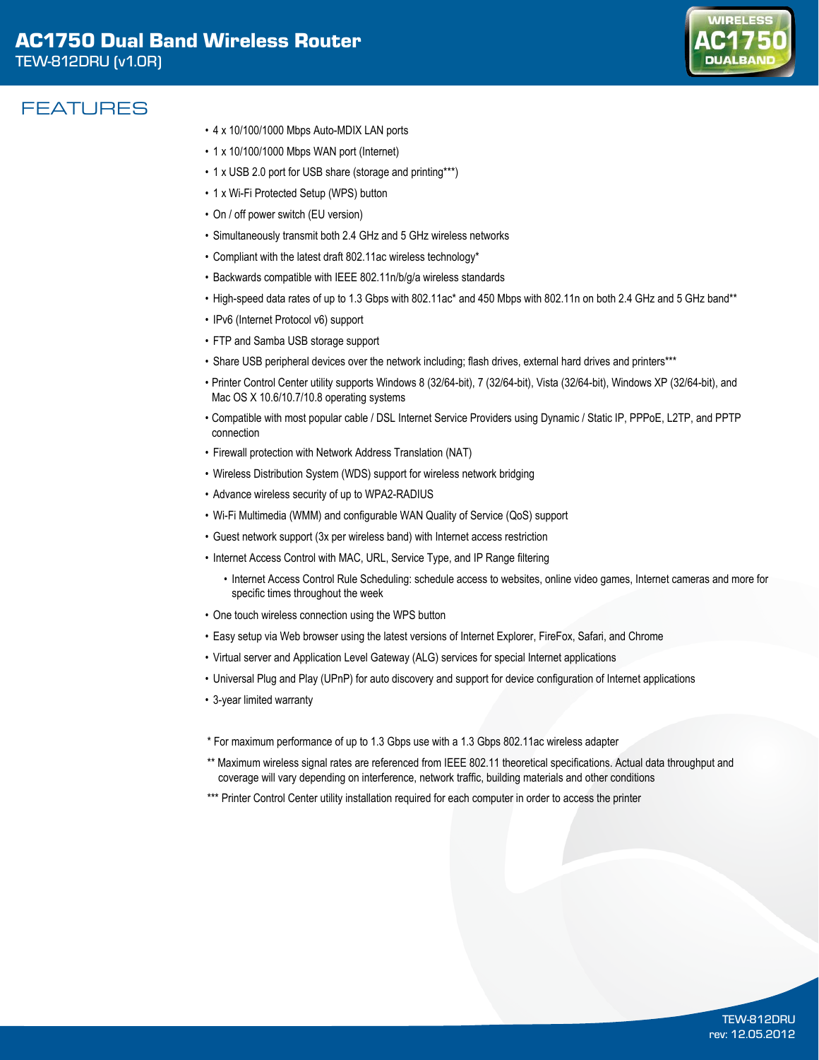# AC1750 Dual Band Wireless Router

TEW-812DRU (v1.0R)

## FEATURES

- 4 x 10/100/1000 Mbps Auto-MDIX LAN ports
- 1 x 10/100/1000 Mbps WAN port (Internet)
- 1 x USB 2.0 port for USB share (storage and printing***)
- 1 x Wi-Fi Protected Setup (WPS) button
- On / off power switch (EU version)
- Simultaneously transmit both 2.4 GHz and 5 GHz wireless networks
- Compliant with the latest draft 802.11ac wireless technology*
- Backwards compatible with IEEE 802.11n/b/g/a wireless standards
- High-speed data rates of up to 1.3 Gbps with 802.11ac* and 450 Mbps with 802.11n on both 2.4 GHz and 5 GHz band**
- IPv6 (Internet Protocol v6) support
- FTP and Samba USB storage support
- Share USB peripheral devices over the network including; flash drives, external hard drives and printers***
- Printer Control Center utility supports Windows 8 (32/64-bit), 7 (32/64-bit), Vista (32/64-bit), Windows XP (32/64-bit), and Mac OS X 10.6/10.7/10.8 operating systems
- Compatible with most popular cable / DSL Internet Service Providers using Dynamic / Static IP, PPPoE, L2TP, and PPTP connection
- Firewall protection with Network Address Translation (NAT)
- Wireless Distribution System (WDS) support for wireless network bridging
- Advance wireless security of up to WPA2-RADIUS
- Wi-Fi Multimedia (WMM) and configurable WAN Quality of Service (QoS) support
- Guest network support (3x per wireless band) with Internet access restriction
- Internet Access Control with MAC, URL, Service Type, and IP Range filtering
    - Internet Access Control Rule Scheduling: schedule access to websites, online video games, Internet cameras and more for specific times throughout the week
- One touch wireless connection using the WPS button
- Easy setup via Web browser using the latest versions of Internet Explorer, FireFox, Safari, and Chrome
- Virtual server and Application Level Gateway (ALG) services for special Internet applications
- Universal Plug and Play (UPnP) for auto discovery and support for device configuration of Internet applications
- 3-year limited warranty

\* For maximum performance of up to 1.3 Gbps use with a 1.3 Gbps 802.11ac wireless adapter

** Maximum wireless signal rates are referenced from IEEE 802.11 theoretical specifications. Actual data throughput and coverage will vary depending on interference, network traffic, building materials and other conditions

*** Printer Control Center utility installation required for each computer in order to access the printer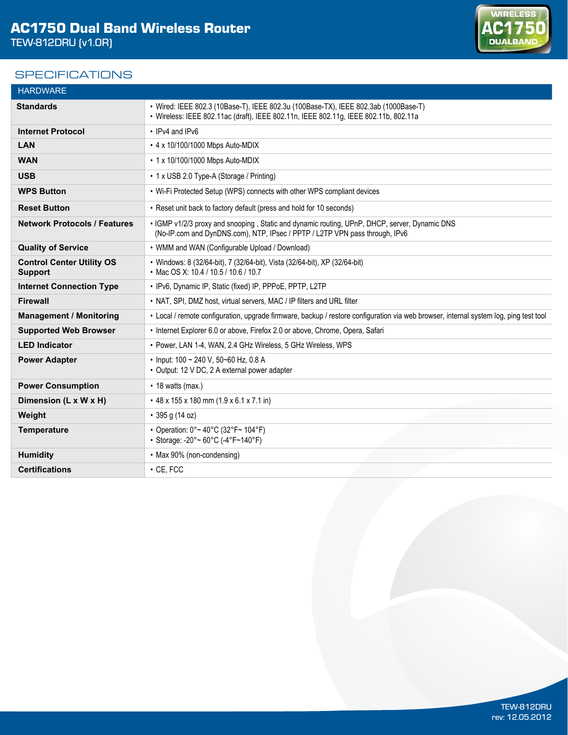# AC1750 Dual Band Wireless Router

TEW-812DRU (v1.0R)

## SPECIFICATIONS

| HARDWARE | |
|---|---|
| **Standards** | • Wired: IEEE 802.3 (10Base-T), IEEE 802.3u (100Base-TX), IEEE 802.3ab (1000Base-T)<br>• Wireless: IEEE 802.11ac (draft), IEEE 802.11n, IEEE 802.11g, IEEE 802.11b, 802.11a |
| **Internet Protocol** | • IPv4 and IPv6 |
| **LAN** | • 4 x 10/100/1000 Mbps Auto-MDIX |
| **WAN** | • 1 x 10/100/1000 Mbps Auto-MDIX |
| **USB** | • 1 x USB 2.0 Type-A (Storage / Printing) |
| **WPS Button** | • Wi-Fi Protected Setup (WPS) connects with other WPS compliant devices |
| **Reset Button** | • Reset unit back to factory default (press and hold for 10 seconds) |
| **Network Protocols / Features** | • IGMP v1/2/3 proxy and snooping , Static and dynamic routing, UPnP, DHCP, server, Dynamic DNS (No-IP.com and DynDNS.com), NTP, IPsec / PPTP / L2TP VPN pass through, IPv6 |
| **Quality of Service** | • WMM and WAN (Configurable Upload / Download) |
| **Control Center Utility OS Support** | • Windows: 8 (32/64-bit), 7 (32/64-bit), Vista (32/64-bit), XP (32/64-bit)<br>• Mac OS X: 10.4 / 10.5 / 10.6 / 10.7 |
| **Internet Connection Type** | • IPv6, Dynamic IP, Static (fixed) IP, PPPoE, PPTP, L2TP |
| **Firewall** | • NAT, SPI, DMZ host, virtual servers, MAC / IP filters and URL filter |
| **Management / Monitoring** | • Local / remote configuration, upgrade firmware, backup / restore configuration via web browser, internal system log, ping test tool |
| **Supported Web Browser** | • Internet Explorer 6.0 or above, Firefox 2.0 or above, Chrome, Opera, Safari |
| **LED Indicator** | • Power, LAN 1-4, WAN, 2.4 GHz Wireless, 5 GHz Wireless, WPS |
| **Power Adapter** | • Input: 100 ~ 240 V, 50~60 Hz, 0.8 A<br>• Output: 12 V DC, 2 A external power adapter |
| **Power Consumption** | • 18 watts (max.) |
| **Dimension (L x W x H)** | • 48 x 155 x 180 mm (1.9 x 6.1 x 7.1 in) |
| **Weight** | • 395 g (14 oz) |
| **Temperature** | • Operation: 0°~ 40°C (32°F~ 104°F)<br>• Storage: -20°~ 60°C (-4°F~140°F) |
| **Humidity** | • Max 90% (non-condensing) |
| **Certifications** | • CE, FCC |

TEW-812DRU
rev: 12.05.2012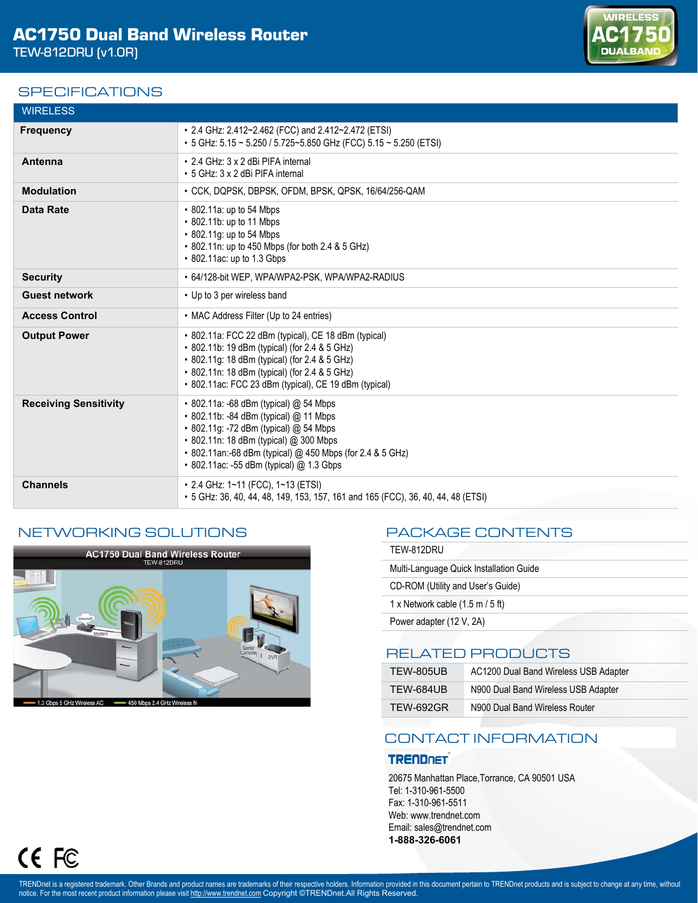# AC1750 Dual Band Wireless Router

TEW-812DRU (v1.0R)

WIRELESS AC1750 DUALBAND

## SPECIFICATIONS

| WIRELESS | |
|---|---|
| **Frequency** | • 2.4 GHz: 2.412~2.462 (FCC) and 2.412~2.472 (ETSI)<br>• 5 GHz: 5.15 ~ 5.250 / 5.725~5.850 GHz (FCC) 5.15 ~ 5.250 (ETSI) |
| **Antenna** | • 2.4 GHz: 3 x 2 dBi PIFA internal<br>• 5 GHz: 3 x 2 dBi PIFA internal |
| **Modulation** | • CCK, DQPSK, DBPSK, OFDM, BPSK, QPSK, 16/64/256-QAM |
| **Data Rate** | • 802.11a: up to 54 Mbps<br>• 802.11b: up to 11 Mbps<br>• 802.11g: up to 54 Mbps<br>• 802.11n: up to 450 Mbps (for both 2.4 & 5 GHz)<br>• 802.11ac: up to 1.3 Gbps |
| **Security** | • 64/128-bit WEP, WPA/WPA2-PSK, WPA/WPA2-RADIUS |
| **Guest network** | • Up to 3 per wireless band |
| **Access Control** | • MAC Address Filter (Up to 24 entries) |
| **Output Power** | • 802.11a: FCC 22 dBm (typical), CE 18 dBm (typical)<br>• 802.11b: 19 dBm (typical) (for 2.4 & 5 GHz)<br>• 802.11g: 18 dBm (typical) (for 2.4 & 5 GHz)<br>• 802.11n: 18 dBm (typical) (for 2.4 & 5 GHz)<br>• 802.11ac: FCC 23 dBm (typical), CE 19 dBm (typical) |
| **Receiving Sensitivity** | • 802.11a: -68 dBm (typical) @ 54 Mbps<br>• 802.11b: -84 dBm (typical) @ 11 Mbps<br>• 802.11g: -72 dBm (typical) @ 54 Mbps<br>• 802.11n: 18 dBm (typical) @ 300 Mbps<br>• 802.11an:-68 dBm (typical) @ 450 Mbps (for 2.4 & 5 GHz)<br>• 802.11ac: -55 dBm (typical) @ 1.3 Gbps |
| **Channels** | • 2.4 GHz: 1~11 (FCC), 1~13 (ETSI)<br>• 5 GHz: 36, 40, 44, 48, 149, 153, 157, 161 and 165 (FCC), 36, 40, 44, 48 (ETSI) |

## NETWORKING SOLUTIONS

AC1750 Dual Band Wireless Router
TEW-812DRU

Internet
Modem
Game Console
DVR

1.3 Gbps 5 GHz Wireless AC
450 Mbps 2.4 GHz Wireless N

## PACKAGE CONTENTS

- TEW-812DRU
- Multi-Language Quick Installation Guide
- CD-ROM (Utility and User's Guide)
- 1 x Network cable (1.5 m / 5 ft)
- Power adapter (12 V, 2A)

## RELATED PRODUCTS

| | |
|---|---|
| TEW-805UB | AC1200 Dual Band Wireless USB Adapter |
| TEW-684UB | N900 Dual Band Wireless USB Adapter |
| TEW-692GR | N900 Dual Band Wireless Router |

## CONTACT INFORMATION

**TRENDnet**

20675 Manhattan Place,Torrance, CA 90501 USA
Tel: 1-310-961-5500
Fax: 1-310-961-5511
Web: www.trendnet.com
Email: sales@trendnet.com
**1-888-326-6061**

CE FC

TRENDnet is a registered trademark. Other Brands and product names are trademarks of their respective holders. Information provided in this document pertain to TRENDnet products and is subject to change at any time, without notice. For the most recent product information please visit http://www.trendnet.com Copyright ©TRENDnet.All Rights Reserved.